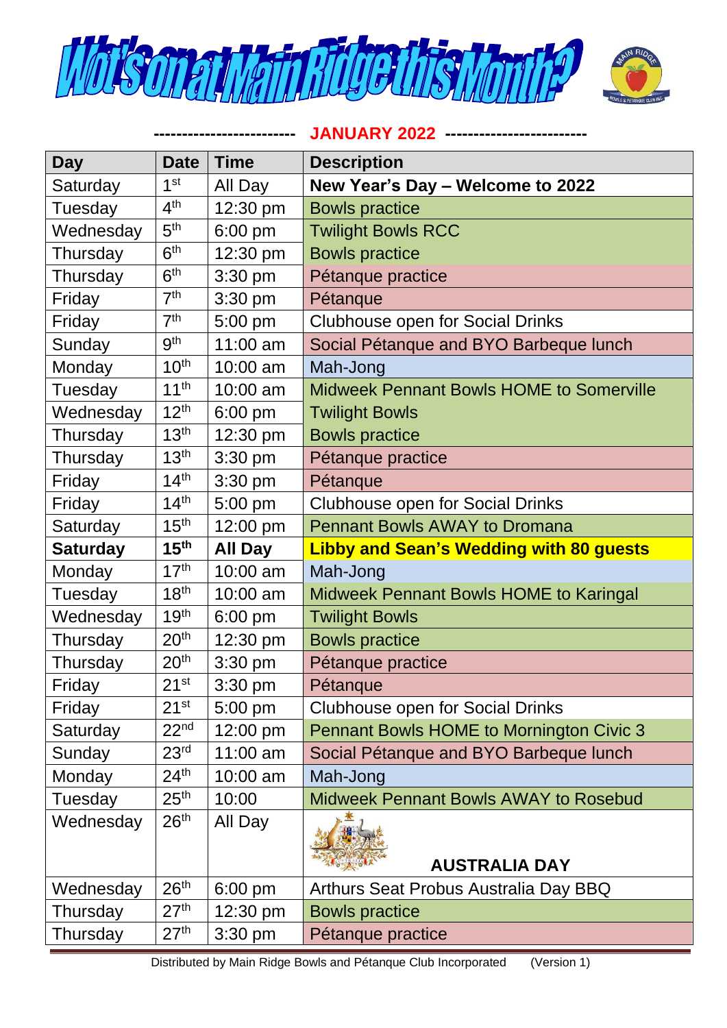# Wot's on at Main Ridge this Month?

------------------------ **JANUARY 2022** ------------------------

| Day | Date | Time | Description |
|---|---|---|---|
| Saturday | 1st | All Day | **New Year's Day – Welcome to 2022** |
| Tuesday | 4th | 12:30 pm | Bowls practice |
| Wednesday | 5th | 6:00 pm | Twilight Bowls RCC |
| Thursday | 6th | 12:30 pm | Bowls practice |
| Thursday | 6th | 3:30 pm | Pétanque practice |
| Friday | 7th | 3:30 pm | Pétanque |
| Friday | 7th | 5:00 pm | Clubhouse open for Social Drinks |
| Sunday | 9th | 11:00 am | Social Pétanque and BYO Barbeque lunch |
| Monday | 10th | 10:00 am | Mah-Jong |
| Tuesday | 11th | 10:00 am | Midweek Pennant Bowls HOME to Somerville |
| Wednesday | 12th | 6:00 pm | Twilight Bowls |
| Thursday | 13th | 12:30 pm | Bowls practice |
| Thursday | 13th | 3:30 pm | Pétanque practice |
| Friday | 14th | 3:30 pm | Pétanque |
| Friday | 14th | 5:00 pm | Clubhouse open for Social Drinks |
| Saturday | 15th | 12:00 pm | Pennant Bowls AWAY to Dromana |
| **Saturday** | **15th** | **All Day** | **Libby and Sean's Wedding with 80 guests** |
| Monday | 17th | 10:00 am | Mah-Jong |
| Tuesday | 18th | 10:00 am | Midweek Pennant Bowls HOME to Karingal |
| Wednesday | 19th | 6:00 pm | Twilight Bowls |
| Thursday | 20th | 12:30 pm | Bowls practice |
| Thursday | 20th | 3:30 pm | Pétanque practice |
| Friday | 21st | 3:30 pm | Pétanque |
| Friday | 21st | 5:00 pm | Clubhouse open for Social Drinks |
| Saturday | 22nd | 12:00 pm | Pennant Bowls HOME to Mornington Civic 3 |
| Sunday | 23rd | 11:00 am | Social Pétanque and BYO Barbeque lunch |
| Monday | 24th | 10:00 am | Mah-Jong |
| Tuesday | 25th | 10:00 | Midweek Pennant Bowls AWAY to Rosebud |
| Wednesday | 26th | All Day | **AUSTRALIA DAY** |
| Wednesday | 26th | 6:00 pm | Arthurs Seat Probus Australia Day BBQ |
| Thursday | 27th | 12:30 pm | Bowls practice |
| Thursday | 27th | 3:30 pm | Pétanque practice |

Distributed by Main Ridge Bowls and Pétanque Club Incorporated (Version 1)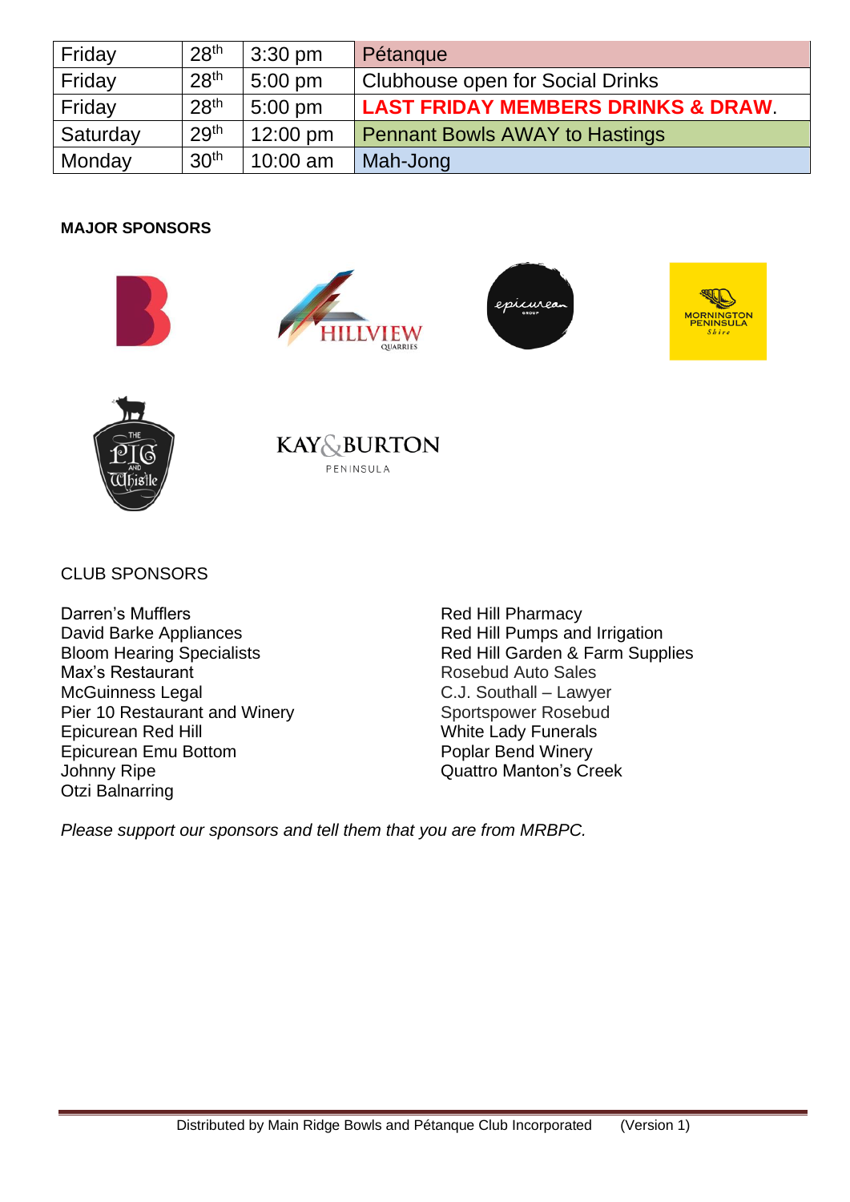| | | | |
|---|---|---|---|
| Friday | 28th | 3:30 pm | Pétanque |
| Friday | 28th | 5:00 pm | Clubhouse open for Social Drinks |
| Friday | 28th | 5:00 pm | **LAST FRIDAY MEMBERS DRINKS & DRAW**. |
| Saturday | 29th | 12:00 pm | Pennant Bowls AWAY to Hastings |
| Monday | 30th | 10:00 am | Mah-Jong |

**MAJOR SPONSORS**

HILLVIEW QUARRIES

epicurean GROUP

MORNINGTON PENINSULA Shire

THE PIG AND Whistle

KAY & BURTON PENINSULA

CLUB SPONSORS

Darren's Mufflers
David Barke Appliances
Bloom Hearing Specialists
Max's Restaurant
McGuinness Legal
Pier 10 Restaurant and Winery
Epicurean Red Hill
Epicurean Emu Bottom
Johnny Ripe
Otzi Balnarring

Red Hill Pharmacy
Red Hill Pumps and Irrigation
Red Hill Garden & Farm Supplies
Rosebud Auto Sales
C.J. Southall – Lawyer
Sportspower Rosebud
White Lady Funerals
Poplar Bend Winery
Quattro Manton's Creek

*Please support our sponsors and tell them that you are from MRBPC.*

Distributed by Main Ridge Bowls and Pétanque Club Incorporated (Version 1)